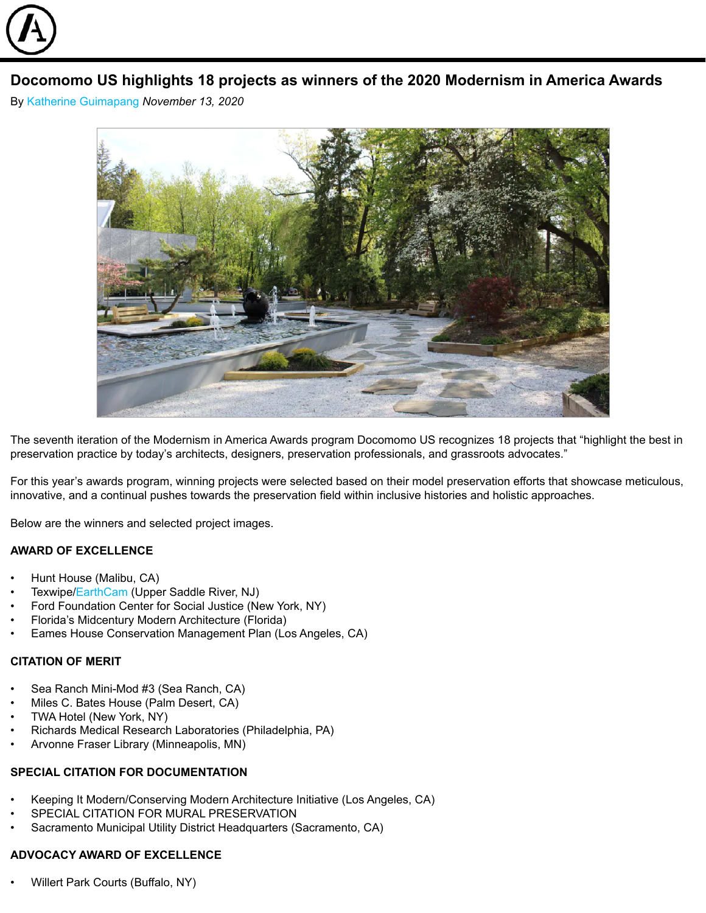# Docomomo US highlights 18 projects as winners of the 2020 Modernism in America Awards

By Katherine Guimapang *November 13, 2020*

The seventh iteration of the Modernism in America Awards program Docomomo US recognizes 18 projects that "highlight the best in preservation practice by today's architects, designers, preservation professionals, and grassroots advocates."

For this year's awards program, winning projects were selected based on their model preservation efforts that showcase meticulous, innovative, and a continual pushes towards the preservation field within inclusive histories and holistic approaches.

Below are the winners and selected project images.

**AWARD OF EXCELLENCE**

- Hunt House (Malibu, CA)
- Texwipe/EarthCam (Upper Saddle River, NJ)
- Ford Foundation Center for Social Justice (New York, NY)
- Florida's Midcentury Modern Architecture (Florida)
- Eames House Conservation Management Plan (Los Angeles, CA)

**CITATION OF MERIT**

- Sea Ranch Mini-Mod #3 (Sea Ranch, CA)
- Miles C. Bates House (Palm Desert, CA)
- TWA Hotel (New York, NY)
- Richards Medical Research Laboratories (Philadelphia, PA)
- Arvonne Fraser Library (Minneapolis, MN)

**SPECIAL CITATION FOR DOCUMENTATION**

- Keeping It Modern/Conserving Modern Architecture Initiative (Los Angeles, CA)
- SPECIAL CITATION FOR MURAL PRESERVATION
- Sacramento Municipal Utility District Headquarters (Sacramento, CA)

**ADVOCACY AWARD OF EXCELLENCE**

- Willert Park Courts (Buffalo, NY)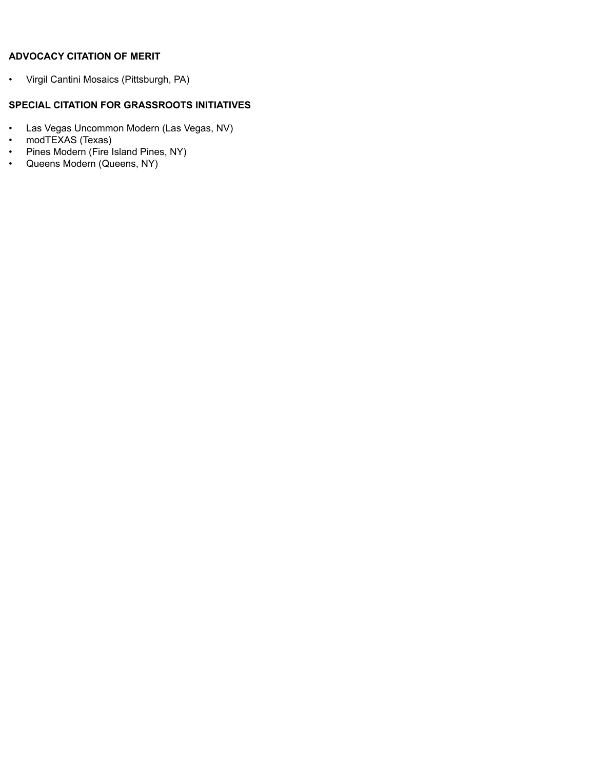**ADVOCACY CITATION OF MERIT**

- Virgil Cantini Mosaics (Pittsburgh, PA)

**SPECIAL CITATION FOR GRASSROOTS INITIATIVES**

- Las Vegas Uncommon Modern (Las Vegas, NV)
- modTEXAS (Texas)
- Pines Modern (Fire Island Pines, NY)
- Queens Modern (Queens, NY)